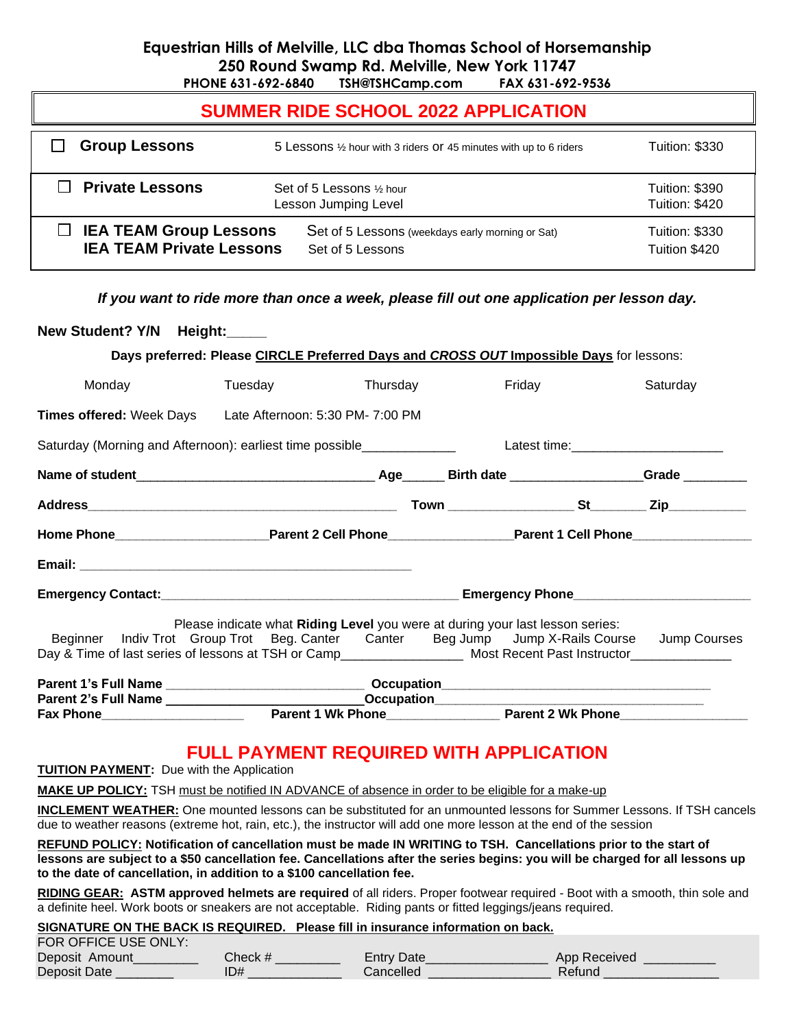**Equestrian Hills of Melville, LLC dba Thomas School of Horsemanship**
**250 Round Swamp Rd. Melville, New York 11747**
**PHONE 631-692-6840 TSH@TSHCamp.com FAX 631-692-9536**

# SUMMER RIDE SCHOOL 2022 APPLICATION

| | | |
|---|---|---|
| ☐ **Group Lessons** | 5 Lessons ½ hour with 3 riders or 45 minutes with up to 6 riders | Tuition: $330 |
| ☐ **Private Lessons** | Set of 5 Lessons ½ hour<br>Lesson Jumping Level | Tuition: $390<br>Tuition: $420 |
| ☐ **IEA TEAM Group Lessons**<br>**IEA TEAM Private Lessons** | Set of 5 Lessons (weekdays early morning or Sat)<br>Set of 5 Lessons | Tuition: $330<br>Tuition $420 |

***If you want to ride more than once a week, please fill out one application per lesson day.***

**New Student? Y/N Height:_____**

**Days preferred: Please CIRCLE Preferred Days and *CROSS OUT* Impossible Days** for lessons:

Monday Tuesday Thursday Friday Saturday

**Times offered:** Week Days Late Afternoon: 5:30 PM- 7:00 PM

Saturday (Morning and Afternoon): earliest time possible_____________ Latest time:_____________________

**Name of student**_________________________________ **Age**______ **Birth date** __________________**Grade** ________

**Address**____________________________________________ **Town** _________________ **St**________ **Zip**___________

**Home Phone**_____________________**Parent 2 Cell Phone**_________________**Parent 1 Cell Phone**_________________

**Email:** _______________________________________________

**Emergency Contact:**___________________________________________ **Emergency Phone**_________________________

Please indicate what **Riding Level** you were at during your last lesson series:
Beginner Indiv Trot Group Trot Beg. Canter Canter Beg Jump Jump X-Rails Course Jump Courses
Day & Time of last series of lessons at TSH or Camp________________ Most Recent Past Instructor______________

**Parent 1's Full Name** ____________________________ **Occupation**_____________________________________
**Parent 2's Full Name** ____________________________**Occupation**_____________________________________
**Fax Phone**____________________ **Parent 1 Wk Phone**_______________ **Parent 2 Wk Phone**_________________

## FULL PAYMENT REQUIRED WITH APPLICATION

**TUITION PAYMENT:** Due with the Application

**MAKE UP POLICY:** TSH must be notified IN ADVANCE of absence in order to be eligible for a make-up

**INCLEMENT WEATHER:** One mounted lessons can be substituted for an unmounted lessons for Summer Lessons. If TSH cancels due to weather reasons (extreme hot, rain, etc.), the instructor will add one more lesson at the end of the session

**REFUND POLICY: Notification of cancellation must be made IN WRITING to TSH. Cancellations prior to the start of lessons are subject to a $50 cancellation fee. Cancellations after the series begins: you will be charged for all lessons up to the date of cancellation, in addition to a $100 cancellation fee.**

**RIDING GEAR: ASTM approved helmets are required** of all riders. Proper footwear required - Boot with a smooth, thin sole and a definite heel. Work boots or sneakers are not acceptable. Riding pants or fitted leggings/jeans required.

**SIGNATURE ON THE BACK IS REQUIRED. Please fill in insurance information on back.**

FOR OFFICE USE ONLY:
Deposit Amount_________ Check # _________ Entry Date_________________ App Received __________
Deposit Date ________ ID# _____________ Cancelled _________________ Refund ________________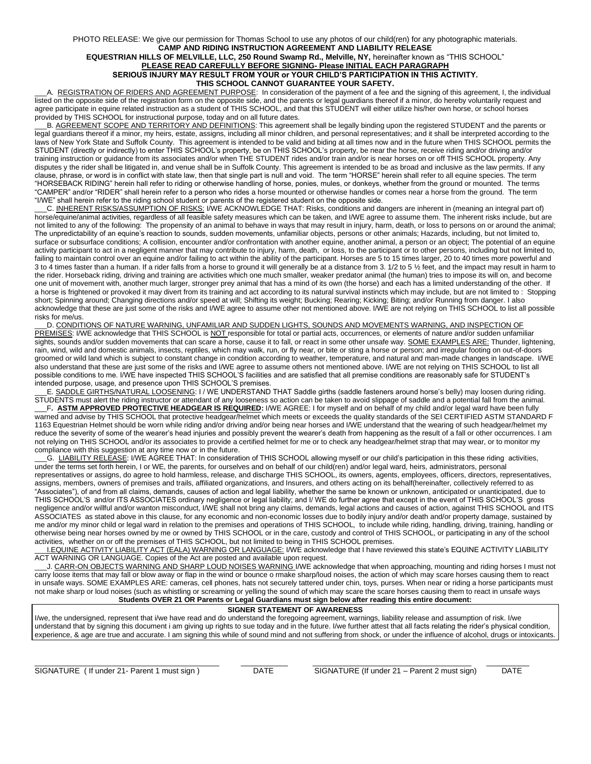PHOTO RELEASE: We give our permission for Thomas School to use any photos of our child(ren) for any photographic materials.

**CAMP AND RIDING INSTRUCTION AGREEMENT AND LIABILITY RELEASE**

**EQUESTRIAN HILLS OF MELVILLE, LLC, 250 Round Swamp Rd., Melville, NY,** hereinafter known as "THIS SCHOOL"

**PLEASE READ CAREFULLY BEFORE SIGNING- Please INITIAL EACH PARAGRAPH**

**SERIOUS INJURY MAY RESULT FROM YOUR or YOUR CHILD'S PARTICIPATION IN THIS ACTIVITY.**

**THIS SCHOOL CANNOT GUARANTEE YOUR SAFETY.**

___A. REGISTRATION OF RIDERS AND AGREEMENT PURPOSE: In consideration of the payment of a fee and the signing of this agreement, I, the individual listed on the opposite side of the registration form on the opposite side, and the parents or legal guardians thereof if a minor, do hereby voluntarily request and agree participate in equine related instruction as a student of THIS SCHOOL, and that this STUDENT will either utilize his/her own horse, or school horses provided by THIS SCHOOL for instructional purpose, today and on all future dates.

___B. AGREEMENT SCOPE AND TERRITORY AND DEFINITIONS: This agreement shall be legally binding upon the registered STUDENT and the parents or legal guardians thereof if a minor, my heirs, estate, assigns, including all minor children, and personal representatives; and it shall be interpreted according to the laws of New York State and Suffolk County. This agreement is intended to be valid and biding at all times now and in the future when THIS SCHOOL permits the STUDENT (directly or indirectly) to enter THIS SCHOOL's property, be on THIS SCHOOL's property, be near the horse, receive riding and/or driving and/or training instruction or guidance from its associates and/or when THE STUDENT rides and/or train and/or is near horses on or off THIS SCHOOL property. Any disputes y the rider shall be litigated in, and venue shall be in Suffolk County. This agreement is intended to be as broad and inclusive as the law permits. If any clause, phrase, or word is in conflict with state law, then that single part is null and void. The term "HORSE" herein shall refer to all equine species. The term "HORSEBACK RIDING" herein hall refer to riding or otherwise handling of horse, ponies, mules, or donkeys, whether from the ground or mounted. The terms "CAMPER" and/or "RIDER" shall herein refer to a person who rides a horse mounted or otherwise handles or comes near a horse from the ground. The term "I/WE" shall herein refer to the riding school student or parents of the registered student on the opposite side.

___C. INHERENT RISKS/ASSUMPTION OF RISKS: I/WE ACKNOWLEDGE THAT: Risks, conditions and dangers are inherent in (meaning an integral part of) horse/equine/animal activities, regardless of all feasible safety measures which can be taken, and I/WE agree to assume them. The inherent risks include, but are not limited to any of the following: The propensity of an animal to behave in ways that may result in injury, harm, death, or loss to persons on or around the animal; The unpredictability of an equine's reaction to sounds, sudden movements, unfamiliar objects, persons or other animals; Hazards, including, but not limited to, surface or subsurface conditions; A collision, encounter and/or confrontation with another equine, another animal, a person or an object; The potential of an equine activity participant to act in a negligent manner that may contribute to injury, harm, death, or loss, to the participant or to other persons, including but not limited to, failing to maintain control over an equine and/or failing to act within the ability of the participant. Horses are 5 to 15 times larger, 20 to 40 times more powerful and 3 to 4 times faster than a human. If a rider falls from a horse to ground it will generally be at a distance from 3. 1/2 to 5 ½ feet, and the impact may result in harm to the rider. Horseback riding, driving and training are activities which one much smaller, weaker predator animal (the human) tries to impose its will on, and become one unit of movement with, another much larger, stronger prey animal that has a mind of its own (the horse) and each has a limited understanding of the other. If a horse is frightened or provoked it may divert from its training and act according to its natural survival instincts which may include, but are not limited to : Stopping short; Spinning around; Changing directions and/or speed at will; Shifting its weight; Bucking; Rearing; Kicking; Biting; and/or Running from danger. I also acknowledge that these are just some of the risks and I/WE agree to assume other not mentioned above. I/WE are not relying on THIS SCHOOL to list all possible risks for me/us.

___D. CONDITIONS OF NATURE WARNING, UNFAMILIAR AND SUDDEN LIGHTS, SOUNDS AND MOVEMENTS WARNING, AND INSPECTION OF PREMISES: I/WE acknowledge that THIS SCHOOL is NOT responsible for total or partial acts, occurrences, or elements of nature and/or sudden unfamiliar sights, sounds and/or sudden movements that can scare a horse, cause it to fall, or react in some other unsafe way. SOME EXAMPLES ARE: Thunder, lightening, rain, wind, wild and domestic animals, insects, reptiles, which may walk, run, or fly near, or bite or sting a horse or person; and irregular footing on out-of-doors groomed or wild land which is subject to constant change in condition according to weather, temperature, and natural and man-made changes in landscape. I/WE also understand that these are just some of the risks and I/WE agree to assume others not mentioned above. I/WE are not relying on THIS SCHOOL to list all possible conditions to me. I/WE have inspected THIS SCHOOL'S facilities and are satisfied that all premise conditions are reasonably safe for STUDENT's intended purpose, usage, and presence upon THIS SCHOOL'S premises.

___E. SADDLE GIRTHS/NATURAL LOOSENING: I / WE UNDERSTAND THAT Saddle girths (saddle fasteners around horse's belly) may loosen during riding. STUDENTS must alert the riding instructor or attendant of any looseness so action can be taken to avoid slippage of saddle and a potential fall from the animal.

___F. **ASTM APPROVED PROTECTIVE HEADGEAR IS REQUIRED:** I/WE AGREE: I for myself and on behalf of my child and/or legal ward have been fully warned and advise by THIS SCHOOL that protective headgear/helmet which meets or exceeds the quality standards of the SEI CERTIFIED ASTM STANDARD F 1163 Equestrian Helmet should be worn while riding and/or driving and/or being near horses and I/WE understand that the wearing of such headgear/helmet my reduce the severity of some of the wearer's head injuries and possibly prevent the wearer's death from happening as the result of a fall or other occurrences. I am not relying on THIS SCHOOL and/or its associates to provide a certified helmet for me or to check any headgear/helmet strap that may wear, or to monitor my compliance with this suggestion at any time now or in the future.

___G. LIABILITY RELEASE: I/WE AGREE THAT: In consideration of THIS SCHOOL allowing myself or our child's participation in this these riding activities, under the terms set forth herein, I or WE, the parents, for ourselves and on behalf of our child(ren) and/or legal ward, heirs, administrators, personal representatives or assigns, do agree to hold harmless, release, and discharge THIS SCHOOL, its owners, agents, employees, officers, directors, representatives, assigns, members, owners of premises and trails, affiliated organizations, and Insurers, and others acting on its behalf(hereinafter, collectively referred to as "Associates"), of and from all claims, demands, causes of action and legal liability, whether the same be known or unknown, anticipated or unanticipated, due to THIS SCHOOL'S and/or ITS ASSOCIATES ordinary negligence or legal liability; and I/ WE do further agree that except in the event of THIS SCHOOL'S gross negligence and/or willful and/or wanton misconduct, I/WE shall not bring any claims, demands, legal actions and causes of action, against THIS SCHOOL and ITS ASSOCIATES as stated above in this clause, for any economic and non-economic losses due to bodily injury and/or death and/or property damage, sustained by me and/or my minor child or legal ward in relation to the premises and operations of THIS SCHOOL, to include while riding, handling, driving, training, handling or otherwise being near horses owned by me or owned by THIS SCHOOL or in the care, custody and control of THIS SCHOOL, or participating in any of the school activities, whether on or off the premises of THIS SCHOOL, but not limited to being in THIS SCHOOL premises.

___I.EQUINE ACTIVITY LIABILITY ACT (EALA) WARNING OR LANGUAGE: I/WE acknowledge that I have reviewed this state's EQUINE ACTIVITY LIABILITY ACT WARNING OR LANGUAGE. Copies of the Act are posted and available upon request.

___J. CARR-ON OBJECTS WARNING AND SHARP LOUD NOISES WARNING I/WE acknowledge that when approaching, mounting and riding horses I must not carry loose items that may fall or blow away or flap in the wind or bounce o rmake sharp/loud noises, the action of which may scare horses causing them to react in unsafe ways. SOME EXAMPLES ARE: cameras, cell phones, hats not securely tattered under chin, toys, purses. When near or riding a horse participants must not make sharp or loud noises (such as whistling or screaming or yelling the sound of which may scare the scare horses causing them to react in unsafe ways

**Students OVER 21 OR Parents or Legal Guardians must sign below after reading this entire document:**

**SIGNER STATEMENT OF AWARENESS**

I/we, the undersigned, represent that i/we have read and do understand the foregoing agreement, warnings, liability release and assumption of risk. I/we understand that by signing this document i am giving up rights to sue today and in the future. I/we further attest that all facts relating the rider's physical condition, experience, & age are true and accurate. I am signing this while of sound mind and not suffering from shock, or under the influence of alcohol, drugs or intoxicants.

______________________________ SIGNATURE ( If under 21- Parent 1 must sign ) __________ DATE

______________________________ SIGNATURE (If under 21 – Parent 2 must sign) __________ DATE